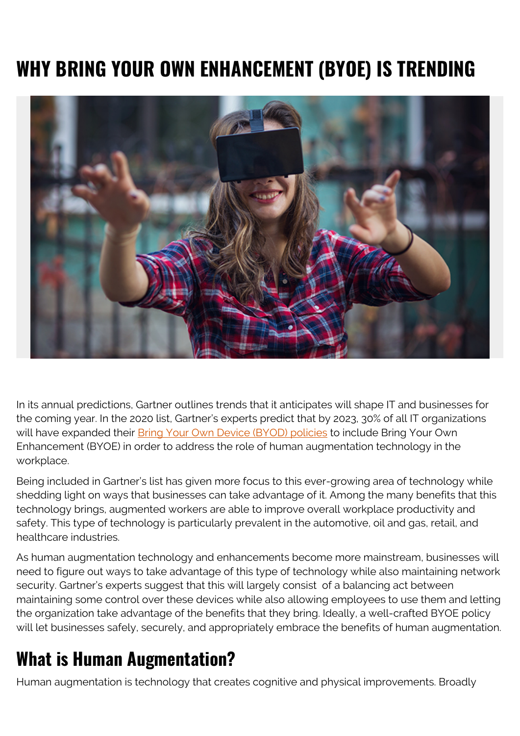# WHY BRING YOUR OWN ENHANCEMENT (BYOE) IS TRENDING

In its annual predictions, Gartner outlines trends that it anticipates will shape IT and businesses for the coming year. In the 2020 list, Gartner's experts predict that by 2023, 30% of all IT organizations will have expanded their Bring Your Own Device (BYOD) policies to include Bring Your Own Enhancement (BYOE) in order to address the role of human augmentation technology in the workplace.

Being included in Gartner's list has given more focus to this ever-growing area of technology while shedding light on ways that businesses can take advantage of it. Among the many benefits that this technology brings, augmented workers are able to improve overall workplace productivity and safety. This type of technology is particularly prevalent in the automotive, oil and gas, retail, and healthcare industries.

As human augmentation technology and enhancements become more mainstream, businesses will need to figure out ways to take advantage of this type of technology while also maintaining network security. Gartner's experts suggest that this will largely consist of a balancing act between maintaining some control over these devices while also allowing employees to use them and letting the organization take advantage of the benefits that they bring. Ideally, a well-crafted BYOE policy will let businesses safely, securely, and appropriately embrace the benefits of human augmentation.

## What is Human Augmentation?

Human augmentation is technology that creates cognitive and physical improvements. Broadly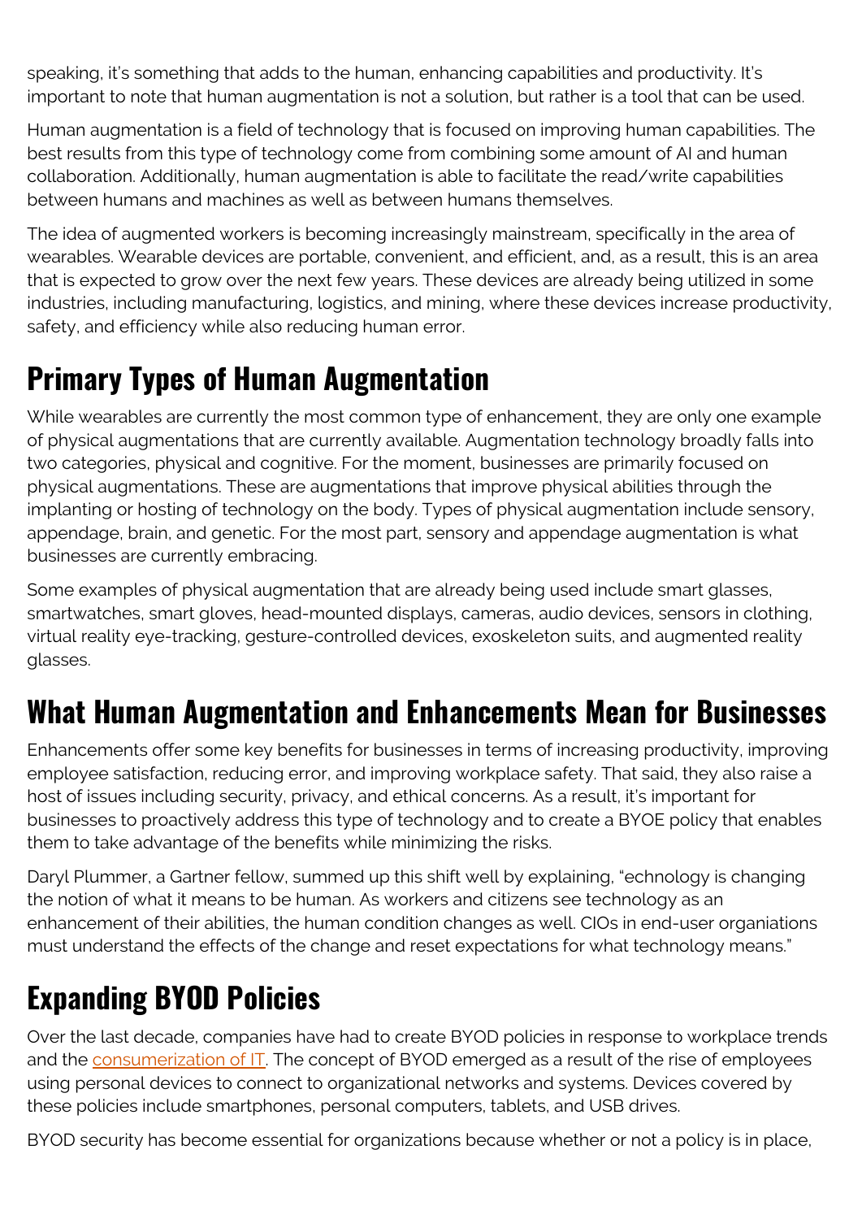speaking, it's something that adds to the human, enhancing capabilities and productivity. It's important to note that human augmentation is not a solution, but rather is a tool that can be used.

Human augmentation is a field of technology that is focused on improving human capabilities. The best results from this type of technology come from combining some amount of AI and human collaboration. Additionally, human augmentation is able to facilitate the read/write capabilities between humans and machines as well as between humans themselves.

The idea of augmented workers is becoming increasingly mainstream, specifically in the area of wearables. Wearable devices are portable, convenient, and efficient, and, as a result, this is an area that is expected to grow over the next few years. These devices are already being utilized in some industries, including manufacturing, logistics, and mining, where these devices increase productivity, safety, and efficiency while also reducing human error.

## Primary Types of Human Augmentation

While wearables are currently the most common type of enhancement, they are only one example of physical augmentations that are currently available. Augmentation technology broadly falls into two categories, physical and cognitive. For the moment, businesses are primarily focused on physical augmentations. These are augmentations that improve physical abilities through the implanting or hosting of technology on the body. Types of physical augmentation include sensory, appendage, brain, and genetic. For the most part, sensory and appendage augmentation is what businesses are currently embracing.

Some examples of physical augmentation that are already being used include smart glasses, smartwatches, smart gloves, head-mounted displays, cameras, audio devices, sensors in clothing, virtual reality eye-tracking, gesture-controlled devices, exoskeleton suits, and augmented reality glasses.

## What Human Augmentation and Enhancements Mean for Businesses

Enhancements offer some key benefits for businesses in terms of increasing productivity, improving employee satisfaction, reducing error, and improving workplace safety. That said, they also raise a host of issues including security, privacy, and ethical concerns. As a result, it's important for businesses to proactively address this type of technology and to create a BYOE policy that enables them to take advantage of the benefits while minimizing the risks.

Daryl Plummer, a Gartner fellow, summed up this shift well by explaining, "echnology is changing the notion of what it means to be human. As workers and citizens see technology as an enhancement of their abilities, the human condition changes as well. CIOs in end-user organiations must understand the effects of the change and reset expectations for what technology means."

## Expanding BYOD Policies

Over the last decade, companies have had to create BYOD policies in response to workplace trends and the consumerization of IT. The concept of BYOD emerged as a result of the rise of employees using personal devices to connect to organizational networks and systems. Devices covered by these policies include smartphones, personal computers, tablets, and USB drives.

BYOD security has become essential for organizations because whether or not a policy is in place,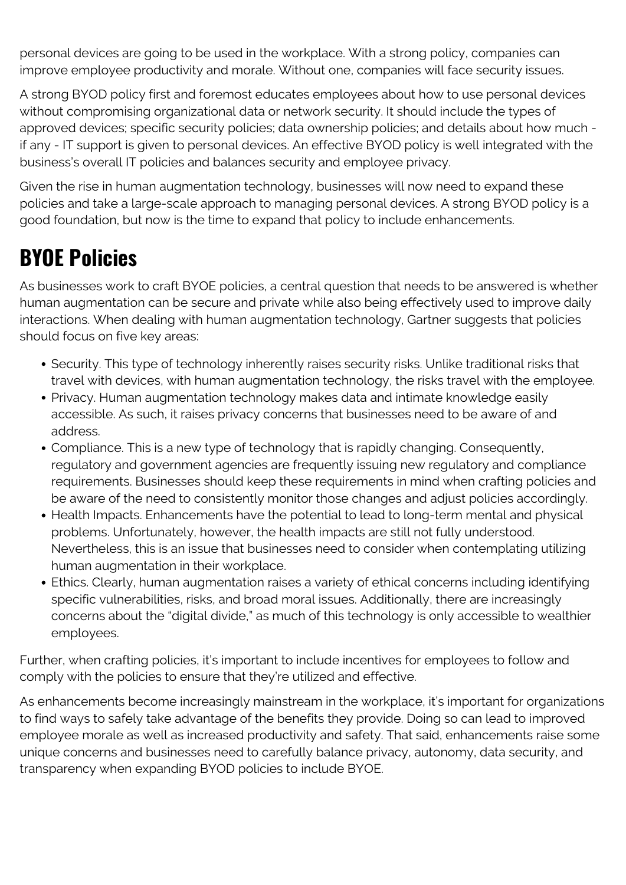personal devices are going to be used in the workplace. With a strong policy, companies can improve employee productivity and morale. Without one, companies will face security issues.

A strong BYOD policy first and foremost educates employees about how to use personal devices without compromising organizational data or network security. It should include the types of approved devices; specific security policies; data ownership policies; and details about how much - if any - IT support is given to personal devices. An effective BYOD policy is well integrated with the business's overall IT policies and balances security and employee privacy.

Given the rise in human augmentation technology, businesses will now need to expand these policies and take a large-scale approach to managing personal devices. A strong BYOD policy is a good foundation, but now is the time to expand that policy to include enhancements.

## BYOE Policies

As businesses work to craft BYOE policies, a central question that needs to be answered is whether human augmentation can be secure and private while also being effectively used to improve daily interactions. When dealing with human augmentation technology, Gartner suggests that policies should focus on five key areas:

- Security. This type of technology inherently raises security risks. Unlike traditional risks that travel with devices, with human augmentation technology, the risks travel with the employee.
- Privacy. Human augmentation technology makes data and intimate knowledge easily accessible. As such, it raises privacy concerns that businesses need to be aware of and address.
- Compliance. This is a new type of technology that is rapidly changing. Consequently, regulatory and government agencies are frequently issuing new regulatory and compliance requirements. Businesses should keep these requirements in mind when crafting policies and be aware of the need to consistently monitor those changes and adjust policies accordingly.
- Health Impacts. Enhancements have the potential to lead to long-term mental and physical problems. Unfortunately, however, the health impacts are still not fully understood. Nevertheless, this is an issue that businesses need to consider when contemplating utilizing human augmentation in their workplace.
- Ethics. Clearly, human augmentation raises a variety of ethical concerns including identifying specific vulnerabilities, risks, and broad moral issues. Additionally, there are increasingly concerns about the "digital divide," as much of this technology is only accessible to wealthier employees.

Further, when crafting policies, it's important to include incentives for employees to follow and comply with the policies to ensure that they're utilized and effective.

As enhancements become increasingly mainstream in the workplace, it's important for organizations to find ways to safely take advantage of the benefits they provide. Doing so can lead to improved employee morale as well as increased productivity and safety. That said, enhancements raise some unique concerns and businesses need to carefully balance privacy, autonomy, data security, and transparency when expanding BYOD policies to include BYOE.